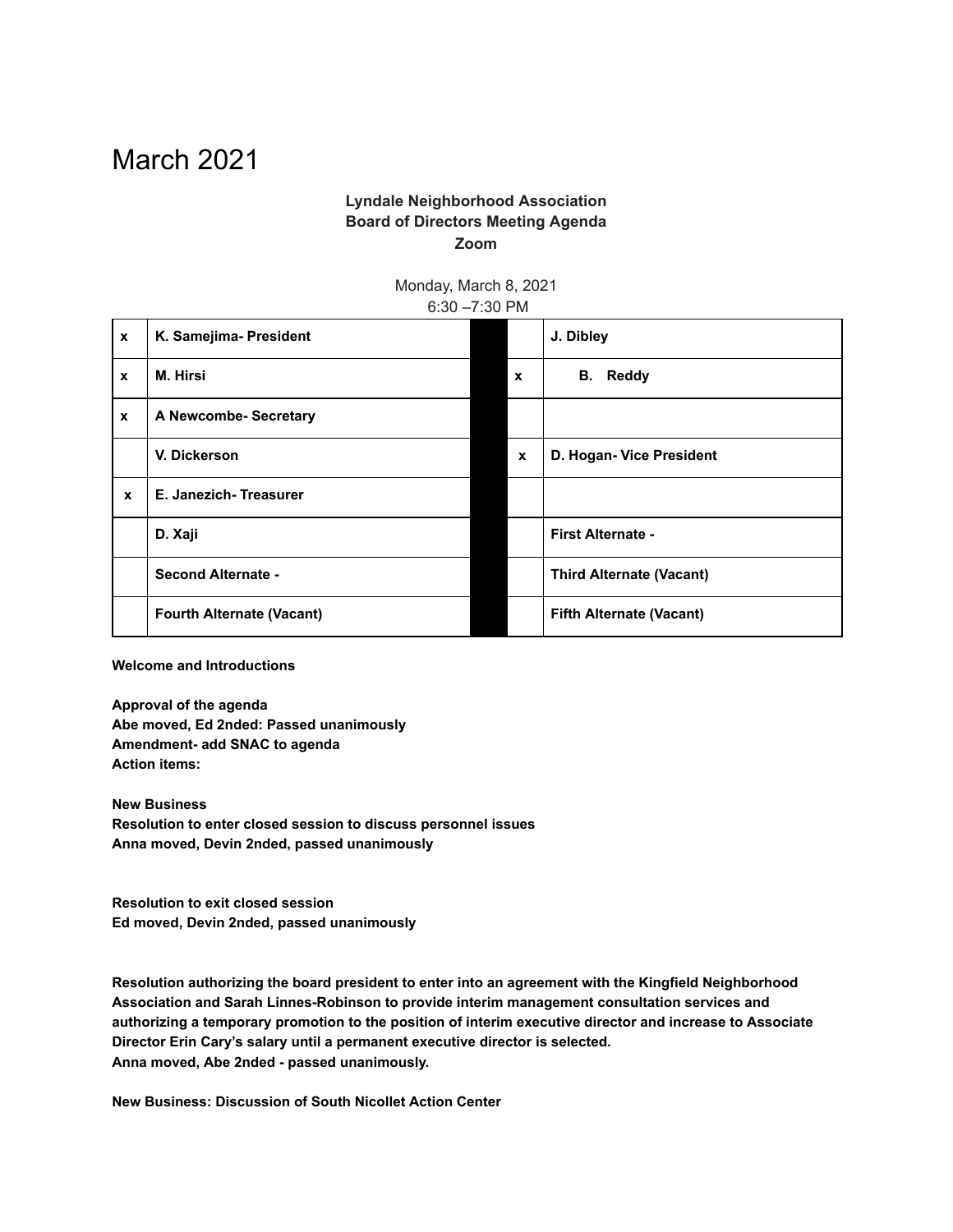# March 2021

**Lyndale Neighborhood Association**
**Board of Directors Meeting Agenda**
**Zoom**

Monday, March 8, 2021
6:30 –7:30 PM

| | | | | |
|---|---|---|---|---|
| x | **K. Samejima- President** | | | **J. Dibley** |
| x | **M. Hirsi** | | x | **B. Reddy** |
| x | **A Newcombe- Secretary** | | | |
| | **V. Dickerson** | | x | **D. Hogan- Vice President** |
| x | **E. Janezich- Treasurer** | | | |
| | **D. Xaji** | | | **First Alternate -** |
| | **Second Alternate -** | | | **Third Alternate (Vacant)** |
| | **Fourth Alternate (Vacant)** | | | **Fifth Alternate (Vacant)** |

**Welcome and Introductions**

**Approval of the agenda**
**Abe moved, Ed 2nded: Passed unanimously**
**Amendment- add SNAC to agenda**
**Action items:**

**New Business**
**Resolution to enter closed session to discuss personnel issues**
**Anna moved, Devin 2nded, passed unanimously**

**Resolution to exit closed session**
**Ed moved, Devin 2nded, passed unanimously**

**Resolution authorizing the board president to enter into an agreement with the Kingfield Neighborhood Association and Sarah Linnes-Robinson to provide interim management consultation services and authorizing a temporary promotion to the position of interim executive director and increase to Associate Director Erin Cary's salary until a permanent executive director is selected.**
**Anna moved, Abe 2nded - passed unanimously.**

**New Business: Discussion of South Nicollet Action Center**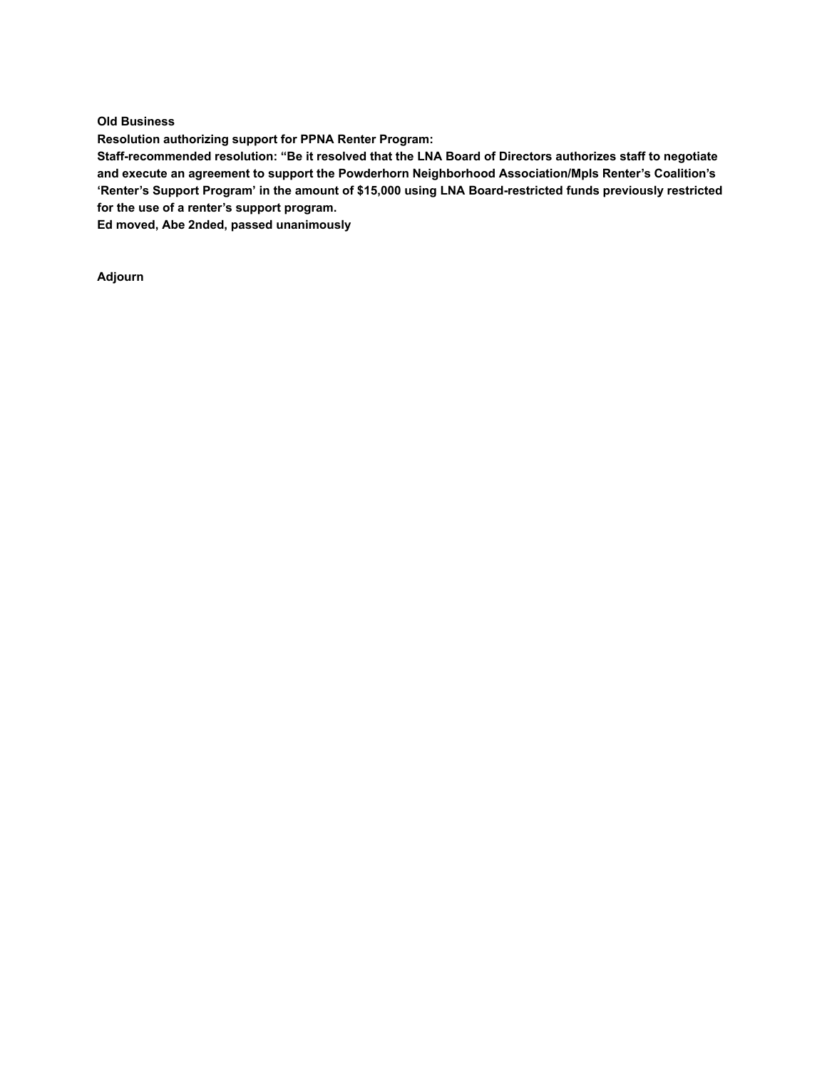**Old Business**

**Resolution authorizing support for PPNA Renter Program:**

**Staff-recommended resolution: "Be it resolved that the LNA Board of Directors authorizes staff to negotiate and execute an agreement to support the Powderhorn Neighborhood Association/Mpls Renter's Coalition's 'Renter's Support Program' in the amount of $15,000 using LNA Board-restricted funds previously restricted for the use of a renter's support program.**

**Ed moved, Abe 2nded, passed unanimously**

**Adjourn**